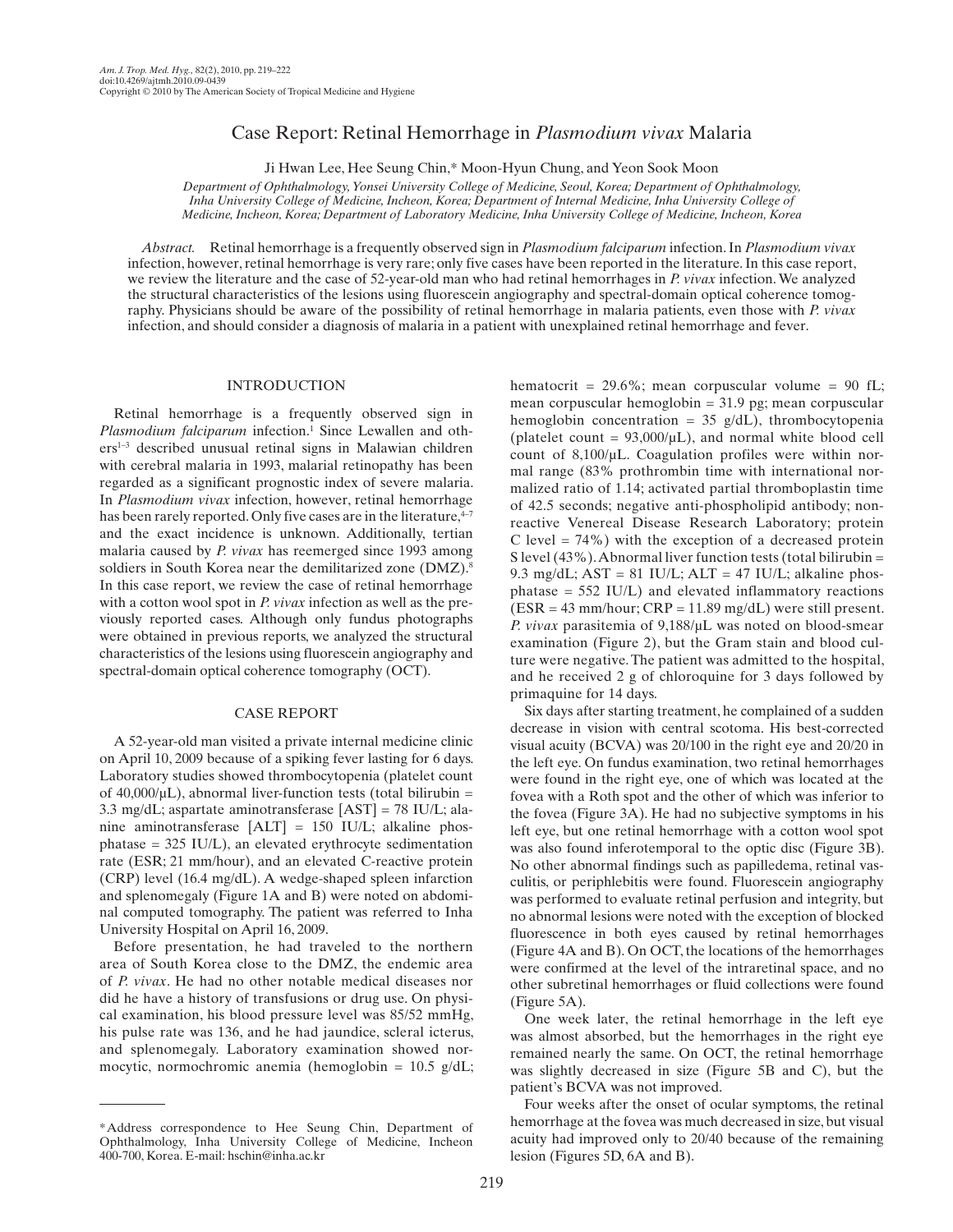# Case Report: Retinal Hemorrhage in *Plasmodium vivax* Malaria

Ji Hwan Lee, Hee Seung Chin,* Moon-Hyun Chung, and Yeon Sook Moon

*Department of Ophthalmology, Yonsei University College of Medicine, Seoul, Korea; Department of Ophthalmology, Inha University College of Medicine, Incheon, Korea; Department of Internal Medicine, Inha University College of Medicine, Incheon, Korea; Department of Laboratory Medicine, Inha University College of Medicine, Incheon, Korea*

*Abstract.* Retinal hemorrhage is a frequently observed sign in *Plasmodium falciparum* infection. In *Plasmodium vivax* infection, however, retinal hemorrhage is very rare; only five cases have been reported in the literature. In this case report, we review the literature and the case of 52-year-old man who had retinal hemorrhages in *P. vivax* infection. We analyzed the structural characteristics of the lesions using fluorescein angiography and spectral-domain optical coherence tomography. Physicians should be aware of the possibility of retinal hemorrhage in malaria patients, even those with *P. vivax* infection, and should consider a diagnosis of malaria in a patient with unexplained retinal hemorrhage and fever.

## INTRODUCTION

Retinal hemorrhage is a frequently observed sign in *Plasmodium falciparum* infection.[1] Since Lewallen and others[1–3] described unusual retinal signs in Malawian children with cerebral malaria in 1993, malarial retinopathy has been regarded as a significant prognostic index of severe malaria. In *Plasmodium vivax* infection, however, retinal hemorrhage has been rarely reported. Only five cases are in the literature,[4–7] and the exact incidence is unknown. Additionally, tertian malaria caused by *P. vivax* has reemerged since 1993 among soldiers in South Korea near the demilitarized zone (DMZ).[8] In this case report, we review the case of retinal hemorrhage with a cotton wool spot in *P. vivax* infection as well as the previously reported cases. Although only fundus photographs were obtained in previous reports, we analyzed the structural characteristics of the lesions using fluorescein angiography and spectral-domain optical coherence tomography (OCT).

## CASE REPORT

A 52-year-old man visited a private internal medicine clinic on April 10, 2009 because of a spiking fever lasting for 6 days. Laboratory studies showed thrombocytopenia (platelet count of 40,000/μL), abnormal liver-function tests (total bilirubin = 3.3 mg/dL; aspartate aminotransferase [AST] = 78 IU/L; alanine aminotransferase [ALT] = 150 IU/L; alkaline phosphatase = 325 IU/L), an elevated erythrocyte sedimentation rate (ESR; 21 mm/hour), and an elevated C-reactive protein (CRP) level (16.4 mg/dL). A wedge-shaped spleen infarction and splenomegaly (Figure 1A and B) were noted on abdominal computed tomography. The patient was referred to Inha University Hospital on April 16, 2009.

Before presentation, he had traveled to the northern area of South Korea close to the DMZ, the endemic area of *P. vivax*. He had no other notable medical diseases nor did he have a history of transfusions or drug use. On physical examination, his blood pressure level was 85/52 mmHg, his pulse rate was 136, and he had jaundice, scleral icterus, and splenomegaly. Laboratory examination showed normocytic, normochromic anemia (hemoglobin = 10.5 g/dL; hematocrit = 29.6%; mean corpuscular volume = 90 fL; mean corpuscular hemoglobin = 31.9 pg; mean corpuscular hemoglobin concentration = 35 g/dL), thrombocytopenia (platelet count = 93,000/μL), and normal white blood cell count of 8,100/μL. Coagulation profiles were within normal range (83% prothrombin time with international normalized ratio of 1.14; activated partial thromboplastin time of 42.5 seconds; negative anti-phospholipid antibody; nonreactive Venereal Disease Research Laboratory; protein C level = 74%) with the exception of a decreased protein S level (43%). Abnormal liver function tests (total bilirubin = 9.3 mg/dL; AST = 81 IU/L; ALT = 47 IU/L; alkaline phosphatase = 552 IU/L) and elevated inflammatory reactions (ESR = 43 mm/hour; CRP = 11.89 mg/dL) were still present. *P. vivax* parasitemia of 9,188/μL was noted on blood-smear examination (Figure 2), but the Gram stain and blood culture were negative. The patient was admitted to the hospital, and he received 2 g of chloroquine for 3 days followed by primaquine for 14 days.

Six days after starting treatment, he complained of a sudden decrease in vision with central scotoma. His best-corrected visual acuity (BCVA) was 20/100 in the right eye and 20/20 in the left eye. On fundus examination, two retinal hemorrhages were found in the right eye, one of which was located at the fovea with a Roth spot and the other of which was inferior to the fovea (Figure 3A). He had no subjective symptoms in his left eye, but one retinal hemorrhage with a cotton wool spot was also found inferotemporal to the optic disc (Figure 3B). No other abnormal findings such as papilledema, retinal vasculitis, or periphlebitis were found. Fluorescein angiography was performed to evaluate retinal perfusion and integrity, but no abnormal lesions were noted with the exception of blocked fluorescence in both eyes caused by retinal hemorrhages (Figure 4A and B). On OCT, the locations of the hemorrhages were confirmed at the level of the intraretinal space, and no other subretinal hemorrhages or fluid collections were found (Figure 5A).

One week later, the retinal hemorrhage in the left eye was almost absorbed, but the hemorrhages in the right eye remained nearly the same. On OCT, the retinal hemorrhage was slightly decreased in size (Figure 5B and C), but the patient's BCVA was not improved.

Four weeks after the onset of ocular symptoms, the retinal hemorrhage at the fovea was much decreased in size, but visual acuity had improved only to 20/40 because of the remaining lesion (Figures 5D, 6A and B).

*Address correspondence to Hee Seung Chin, Department of Ophthalmology, Inha University College of Medicine, Incheon 400-700, Korea. E-mail: hschin@inha.ac.kr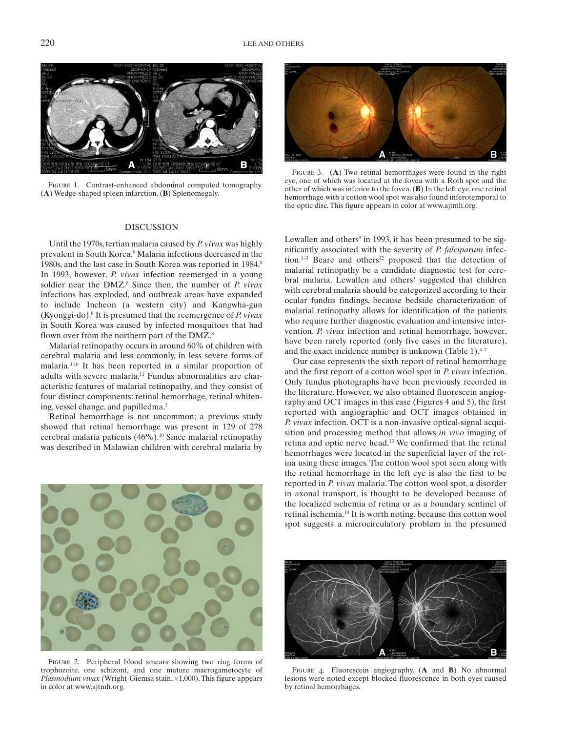FIGURE 1. Contrast-enhanced abdominal computed tomography. (**A**) Wedge-shaped spleen infarction. (**B**) Splenomegaly.

FIGURE 3. (**A**) Two retinal hemorrhages were found in the right eye, one of which was located at the fovea with a Roth spot and the other of which was inferior to the fovea. (**B**) In the left eye, one retinal hemorrhage with a cotton wool spot was also found inferotemporal to the optic disc. This figure appears in color at www.ajtmh.org.

## DISCUSSION

Until the 1970s, tertian malaria caused by *P. vivax* was highly prevalent in South Korea.[9] Malaria infections decreased in the 1980s, and the last case in South Korea was reported in 1984.[8] In 1993, however, *P. vivax* infection reemerged in a young soldier near the DMZ.[8] Since then, the number of *P. vivax* infections has exploded, and outbreak areas have expanded to include Incheon (a western city) and Kangwha-gun (Kyonggi-do).[8] It is presumed that the reemergence of *P. vivax* in South Korea was caused by infected mosquitoes that had flown over from the northern part of the DMZ.[8]

Malarial retinopathy occurs in around 60% of children with cerebral malaria and less commonly, in less severe forms of malaria.[3,10] It has been reported in a similar proportion of adults with severe malaria.[11] Fundus abnormalities are characteristic features of malarial retinopathy, and they consist of four distinct components: retinal hemorrhage, retinal whitening, vessel change, and papilledma.[3]

Retinal hemorrhage is not uncommon; a previous study showed that retinal hemorrhage was present in 129 of 278 cerebral malaria patients (46%).[10] Since malarial retinopathy was described in Malawian children with cerebral malaria by Lewallen and others[3] in 1993, it has been presumed to be significantly associated with the severity of *P. falciparum* infection.[1–3] Beare and others[12] proposed that the detection of malarial retinopathy be a candidate diagnostic test for cerebral malaria. Lewallen and others[3] suggested that children with cerebral malaria should be categorized according to their ocular fundus findings, because bedside characterization of malarial retinopathy allows for identification of the patients who require further diagnostic evaluation and intensive intervention. *P. vivax* infection and retinal hemorrhage, however, have been rarely reported (only five cases in the literature), and the exact incidence number is unknown (Table 1).[4–7]

Our case represents the sixth report of retinal hemorrhage and the first report of a cotton wool spot in *P. vivax* infection. Only fundus photographs have been previously recorded in the literature. However, we also obtained fluorescein angiography and OCT images in this case (Figures 4 and 5), the first reported with angiographic and OCT images obtained in *P. vivax* infection. OCT is a non-invasive optical-signal acquisition and processing method that allows *in vivo* imaging of retina and optic nerve head.[13] We confirmed that the retinal hemorrhages were located in the superficial layer of the retina using these images. The cotton wool spot seen along with the retinal hemorrhage in the left eye is also the first to be reported in *P. vivax* malaria. The cotton wool spot, a disorder in axonal transport, is thought to be developed because of the localized ischemia of retina or as a boundary sentinel of retinal ischemia.[14] It is worth noting, because this cotton wool spot suggests a microcirculatory problem in the presumed

FIGURE 2. Peripheral blood smears showing two ring forms of trophozoite, one schizont, and one mature macrogametocyte of *Plasmodium vivax* (Wright-Giemsa stain, ×1,000). This figure appears in color at www.ajtmh.org.

FIGURE 4. Fluorescein angiography. (**A** and **B**) No abnormal lesions were noted except blocked fluorescence in both eyes caused by retinal hemorrhages.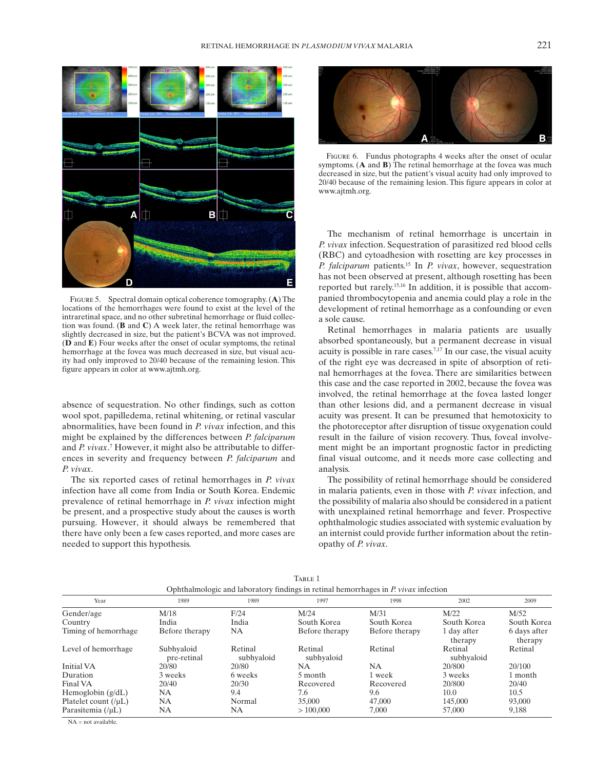FIGURE 5. Spectral domain optical coherence tomography. (**A**) The locations of the hemorrhages were found to exist at the level of the intraretinal space, and no other subretinal hemorrhage or fluid collection was found. (**B** and **C**) A week later, the retinal hemorrhage was slightly decreased in size, but the patient's BCVA was not improved. (**D** and **E**) Four weeks after the onset of ocular symptoms, the retinal hemorrhage at the fovea was much decreased in size, but visual acuity had only improved to 20/40 because of the remaining lesion. This figure appears in color at www.ajtmh.org.

absence of sequestration. No other findings, such as cotton wool spot, papilledema, retinal whitening, or retinal vascular abnormalities, have been found in *P. vivax* infection, and this might be explained by the differences between *P. falciparum* and *P. vivax*.[7] However, it might also be attributable to differences in severity and frequency between *P. falciparum* and *P. vivax*.

The six reported cases of retinal hemorrhages in *P. vivax* infection have all come from India or South Korea. Endemic prevalence of retinal hemorrhage in *P. vivax* infection might be present, and a prospective study about the causes is worth pursuing. However, it should always be remembered that there have only been a few cases reported, and more cases are needed to support this hypothesis.

FIGURE 6. Fundus photographs 4 weeks after the onset of ocular symptoms. (**A** and **B**) The retinal hemorrhage at the fovea was much decreased in size, but the patient's visual acuity had only improved to 20/40 because of the remaining lesion. This figure appears in color at www.ajtmh.org.

The mechanism of retinal hemorrhage is uncertain in *P. vivax* infection. Sequestration of parasitized red blood cells (RBC) and cytoadhesion with rosetting are key processes in *P. falciparum* patients.[15] In *P. vivax*, however, sequestration has not been observed at present, although rosetting has been reported but rarely.[15,16] In addition, it is possible that accompanied thrombocytopenia and anemia could play a role in the development of retinal hemorrhage as a confounding or even a sole cause.

Retinal hemorrhages in malaria patients are usually absorbed spontaneously, but a permanent decrease in visual acuity is possible in rare cases.[7,17] In our case, the visual acuity of the right eye was decreased in spite of absorption of retinal hemorrhages at the fovea. There are similarities between this case and the case reported in 2002, because the fovea was involved, the retinal hemorrhage at the fovea lasted longer than other lesions did, and a permanent decrease in visual acuity was present. It can be presumed that hemotoxicity to the photoreceptor after disruption of tissue oxygenation could result in the failure of vision recovery. Thus, foveal involvement might be an important prognostic factor in predicting final visual outcome, and it needs more case collecting and analysis.

The possibility of retinal hemorrhage should be considered in malaria patients, even in those with *P. vivax* infection, and the possibility of malaria also should be considered in a patient with unexplained retinal hemorrhage and fever. Prospective ophthalmologic studies associated with systemic evaluation by an internist could provide further information about the retinopathy of *P. vivax*.

TABLE 1
Ophthalmologic and laboratory findings in retinal hemorrhages in *P. vivax* infection

| Year | 1989 | 1989 | 1997 | 1998 | 2002 | 2009 |
|---|---|---|---|---|---|---|
| Gender/age | M/18 | F/24 | M/24 | M/31 | M/22 | M/52 |
| Country | India | India | South Korea | South Korea | South Korea | South Korea |
| Timing of hemorrhage | Before therapy | NA | Before therapy | Before therapy | 1 day after therapy | 6 days after therapy |
| Level of hemorrhage | Subhyaloid pre-retinal | Retinal subhyaloid | Retinal subhyaloid | Retinal | Retinal subhyaloid | Retinal |
| Initial VA | 20/80 | 20/80 | NA | NA | 20/800 | 20/100 |
| Duration | 3 weeks | 6 weeks | 5 month | 1 week | 3 weeks | 1 month |
| Final VA | 20/40 | 20/30 | Recovered | Recovered | 20/800 | 20/40 |
| Hemoglobin (g/dL) | NA | 9.4 | 7.6 | 9.6 | 10.0 | 10.5 |
| Platelet count (/μL) | NA | Normal | 35,000 | 47,000 | 145,000 | 93,000 |
| Parasitemia (/μL) | NA | NA | > 100,000 | 7,000 | 57,000 | 9,188 |

NA = not available.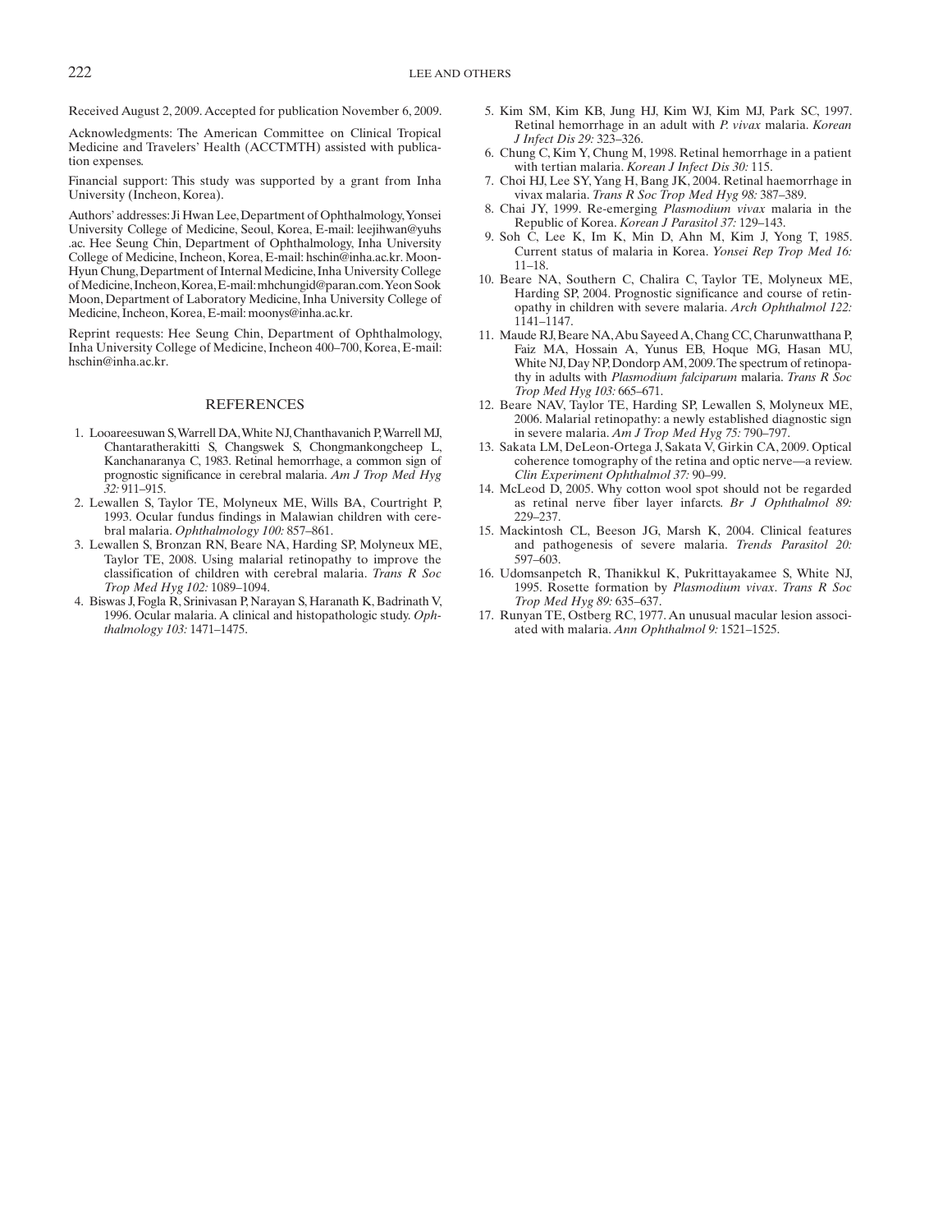Received August 2, 2009. Accepted for publication November 6, 2009.

Acknowledgments: The American Committee on Clinical Tropical Medicine and Travelers' Health (ACCTMTH) assisted with publication expenses.

Financial support: This study was supported by a grant from Inha University (Incheon, Korea).

Authors' addresses: Ji Hwan Lee, Department of Ophthalmology, Yonsei University College of Medicine, Seoul, Korea, E-mail: leejihwan@yuhs.ac. Hee Seung Chin, Department of Ophthalmology, Inha University College of Medicine, Incheon, Korea, E-mail: hschin@inha.ac.kr. Moon-Hyun Chung, Department of Internal Medicine, Inha University College of Medicine, Incheon, Korea, E-mail: mhchungid@paran.com. Yeon Sook Moon, Department of Laboratory Medicine, Inha University College of Medicine, Incheon, Korea, E-mail: moonys@inha.ac.kr.

Reprint requests: Hee Seung Chin, Department of Ophthalmology, Inha University College of Medicine, Incheon 400–700, Korea, E-mail: hschin@inha.ac.kr.

## REFERENCES

1. Looareesuwan S, Warrell DA, White NJ, Chanthavanich P, Warrell MJ, Chantaratherakitti S, Changswek S, Chongmankongcheep L, Kanchanaranya C, 1983. Retinal hemorrhage, a common sign of prognostic significance in cerebral malaria. *Am J Trop Med Hyg 32:* 911–915.
2. Lewallen S, Taylor TE, Molyneux ME, Wills BA, Courtright P, 1993. Ocular fundus findings in Malawian children with cerebral malaria. *Ophthalmology 100:* 857–861.
3. Lewallen S, Bronzan RN, Beare NA, Harding SP, Molyneux ME, Taylor TE, 2008. Using malarial retinopathy to improve the classification of children with cerebral malaria. *Trans R Soc Trop Med Hyg 102:* 1089–1094.
4. Biswas J, Fogla R, Srinivasan P, Narayan S, Haranath K, Badrinath V, 1996. Ocular malaria. A clinical and histopathologic study. *Ophthalmology 103:* 1471–1475.
5. Kim SM, Kim KB, Jung HJ, Kim WJ, Kim MJ, Park SC, 1997. Retinal hemorrhage in an adult with *P. vivax* malaria. *Korean J Infect Dis 29:* 323–326.
6. Chung C, Kim Y, Chung M, 1998. Retinal hemorrhage in a patient with tertian malaria. *Korean J Infect Dis 30:* 115.
7. Choi HJ, Lee SY, Yang H, Bang JK, 2004. Retinal haemorrhage in vivax malaria. *Trans R Soc Trop Med Hyg 98:* 387–389.
8. Chai JY, 1999. Re-emerging *Plasmodium vivax* malaria in the Republic of Korea. *Korean J Parasitol 37:* 129–143.
9. Soh C, Lee K, Im K, Min D, Ahn M, Kim J, Yong T, 1985. Current status of malaria in Korea. *Yonsei Rep Trop Med 16:* 11–18.
10. Beare NA, Southern C, Chalira C, Taylor TE, Molyneux ME, Harding SP, 2004. Prognostic significance and course of retinopathy in children with severe malaria. *Arch Ophthalmol 122:* 1141–1147.
11. Maude RJ, Beare NA, Abu Sayeed A, Chang CC, Charunwatthana P, Faiz MA, Hossain A, Yunus EB, Hoque MG, Hasan MU, White NJ, Day NP, Dondorp AM, 2009. The spectrum of retinopathy in adults with *Plasmodium falciparum* malaria. *Trans R Soc Trop Med Hyg 103:* 665–671.
12. Beare NAV, Taylor TE, Harding SP, Lewallen S, Molyneux ME, 2006. Malarial retinopathy: a newly established diagnostic sign in severe malaria. *Am J Trop Med Hyg 75:* 790–797.
13. Sakata LM, DeLeon-Ortega J, Sakata V, Girkin CA, 2009. Optical coherence tomography of the retina and optic nerve—a review. *Clin Experiment Ophthalmol 37:* 90–99.
14. McLeod D, 2005. Why cotton wool spot should not be regarded as retinal nerve fiber layer infarcts. *Br J Ophthalmol 89:* 229–237.
15. Mackintosh CL, Beeson JG, Marsh K, 2004. Clinical features and pathogenesis of severe malaria. *Trends Parasitol 20:* 597–603.
16. Udomsanpetch R, Thanikkul K, Pukrittayakamee S, White NJ, 1995. Rosette formation by *Plasmodium vivax*. *Trans R Soc Trop Med Hyg 89:* 635–637.
17. Runyan TE, Ostberg RC, 1977. An unusual macular lesion associated with malaria. *Ann Ophthalmol 9:* 1521–1525.